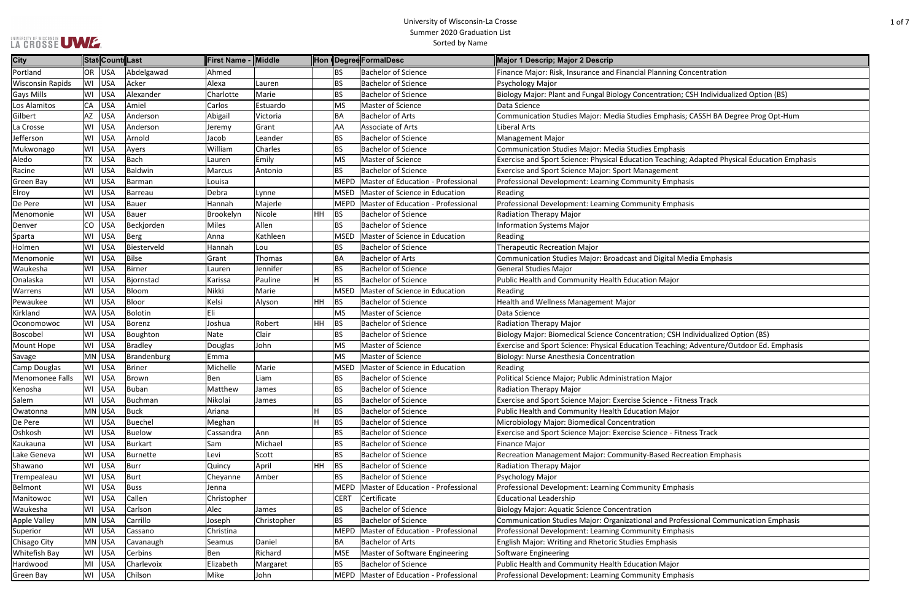# University of Wisconsin-La Crosse
## Summer 2020 Graduation List
### Sorted by Name

| City | Stat | Count | Last | First Name - | Middle | Hon | Degree | FormalDesc | Major 1 Descrip; Major 2 Descrip |
|---|---|---|---|---|---|---|---|---|---|
| Portland | OR | USA | Abdelgawad | Ahmed | | | BS | Bachelor of Science | Finance Major: Risk, Insurance and Financial Planning Concentration |
| Wisconsin Rapids | WI | USA | Acker | Alexa | Lauren | | BS | Bachelor of Science | Psychology Major |
| Gays Mills | WI | USA | Alexander | Charlotte | Marie | | BS | Bachelor of Science | Biology Major: Plant and Fungal Biology Concentration; CSH Individualized Option (BS) |
| Los Alamitos | CA | USA | Amiel | Carlos | Estuardo | | MS | Master of Science | Data Science |
| Gilbert | AZ | USA | Anderson | Abigail | Victoria | | BA | Bachelor of Arts | Communication Studies Major: Media Studies Emphasis; CASSH BA Degree Prog Opt-Hum |
| La Crosse | WI | USA | Anderson | Jeremy | Grant | | AA | Associate of Arts | Liberal Arts |
| Jefferson | WI | USA | Arnold | Jacob | Leander | | BS | Bachelor of Science | Management Major |
| Mukwonago | WI | USA | Ayers | William | Charles | | BS | Bachelor of Science | Communication Studies Major: Media Studies Emphasis |
| Aledo | TX | USA | Bach | Lauren | Emily | | MS | Master of Science | Exercise and Sport Science: Physical Education Teaching; Adapted Physical Education Emphasis |
| Racine | WI | USA | Baldwin | Marcus | Antonio | | BS | Bachelor of Science | Exercise and Sport Science Major: Sport Management |
| Green Bay | WI | USA | Barman | Louisa | | | MEPD | Master of Education - Professional | Professional Development: Learning Community Emphasis |
| Elroy | WI | USA | Barreau | Debra | Lynne | | MSED | Master of Science in Education | Reading |
| De Pere | WI | USA | Bauer | Hannah | Majerle | | MEPD | Master of Education - Professional | Professional Development: Learning Community Emphasis |
| Menomonie | WI | USA | Bauer | Brookelyn | Nicole | HH | BS | Bachelor of Science | Radiation Therapy Major |
| Denver | CO | USA | Beckjorden | Miles | Allen | | BS | Bachelor of Science | Information Systems Major |
| Sparta | WI | USA | Berg | Anna | Kathleen | | MSED | Master of Science in Education | Reading |
| Holmen | WI | USA | Biesterveld | Hannah | Lou | | BS | Bachelor of Science | Therapeutic Recreation Major |
| Menomonie | WI | USA | Bilse | Grant | Thomas | | BA | Bachelor of Arts | Communication Studies Major: Broadcast and Digital Media Emphasis |
| Waukesha | WI | USA | Birner | Lauren | Jennifer | | BS | Bachelor of Science | General Studies Major |
| Onalaska | WI | USA | Bjornstad | Karissa | Pauline | H | BS | Bachelor of Science | Public Health and Community Health Education Major |
| Warrens | WI | USA | Bloom | Nikki | Marie | | MSED | Master of Science in Education | Reading |
| Pewaukee | WI | USA | Bloor | Kelsi | Alyson | HH | BS | Bachelor of Science | Health and Wellness Management Major |
| Kirkland | WA | USA | Bolotin | Eli | | | MS | Master of Science | Data Science |
| Oconomowoc | WI | USA | Borenz | Joshua | Robert | HH | BS | Bachelor of Science | Radiation Therapy Major |
| Boscobel | WI | USA | Boughton | Nate | Clair | | BS | Bachelor of Science | Biology Major: Biomedical Science Concentration; CSH Individualized Option (BS) |
| Mount Hope | WI | USA | Bradley | Douglas | John | | MS | Master of Science | Exercise and Sport Science: Physical Education Teaching; Adventure/Outdoor Ed. Emphasis |
| Savage | MN | USA | Brandenburg | Emma | | | MS | Master of Science | Biology: Nurse Anesthesia Concentration |
| Camp Douglas | WI | USA | Briner | Michelle | Marie | | MSED | Master of Science in Education | Reading |
| Menomonee Falls | WI | USA | Brown | Ben | Liam | | BS | Bachelor of Science | Political Science Major; Public Administration Major |
| Kenosha | WI | USA | Buban | Matthew | James | | BS | Bachelor of Science | Radiation Therapy Major |
| Salem | WI | USA | Buchman | Nikolai | James | | BS | Bachelor of Science | Exercise and Sport Science Major: Exercise Science - Fitness Track |
| Owatonna | MN | USA | Buck | Ariana | | H | BS | Bachelor of Science | Public Health and Community Health Education Major |
| De Pere | WI | USA | Buechel | Meghan | | H | BS | Bachelor of Science | Microbiology Major: Biomedical Concentration |
| Oshkosh | WI | USA | Buelow | Cassandra | Ann | | BS | Bachelor of Science | Exercise and Sport Science Major: Exercise Science - Fitness Track |
| Kaukauna | WI | USA | Burkart | Sam | Michael | | BS | Bachelor of Science | Finance Major |
| Lake Geneva | WI | USA | Burnette | Levi | Scott | | BS | Bachelor of Science | Recreation Management Major: Community-Based Recreation Emphasis |
| Shawano | WI | USA | Burr | Quincy | April | HH | BS | Bachelor of Science | Radiation Therapy Major |
| Trempealeau | WI | USA | Burt | Cheyanne | Amber | | BS | Bachelor of Science | Psychology Major |
| Belmont | WI | USA | Buss | Jenna | | | MEPD | Master of Education - Professional | Professional Development: Learning Community Emphasis |
| Manitowoc | WI | USA | Callen | Christopher | | | CERT | Certificate | Educational Leadership |
| Waukesha | WI | USA | Carlson | Alec | James | | BS | Bachelor of Science | Biology Major: Aquatic Science Concentration |
| Apple Valley | MN | USA | Carrillo | Joseph | Christopher | | BS | Bachelor of Science | Communication Studies Major: Organizational and Professional Communication Emphasis |
| Superior | WI | USA | Cassano | Christina | | | MEPD | Master of Education - Professional | Professional Development: Learning Community Emphasis |
| Chisago City | MN | USA | Cavanaugh | Seamus | Daniel | | BA | Bachelor of Arts | English Major: Writing and Rhetoric Studies Emphasis |
| Whitefish Bay | WI | USA | Cerbins | Ben | Richard | | MSE | Master of Software Engineering | Software Engineering |
| Hardwood | MI | USA | Charlevoix | Elizabeth | Margaret | | BS | Bachelor of Science | Public Health and Community Health Education Major |
| Green Bay | WI | USA | Chilson | Mike | John | | MEPD | Master of Education - Professional | Professional Development: Learning Community Emphasis |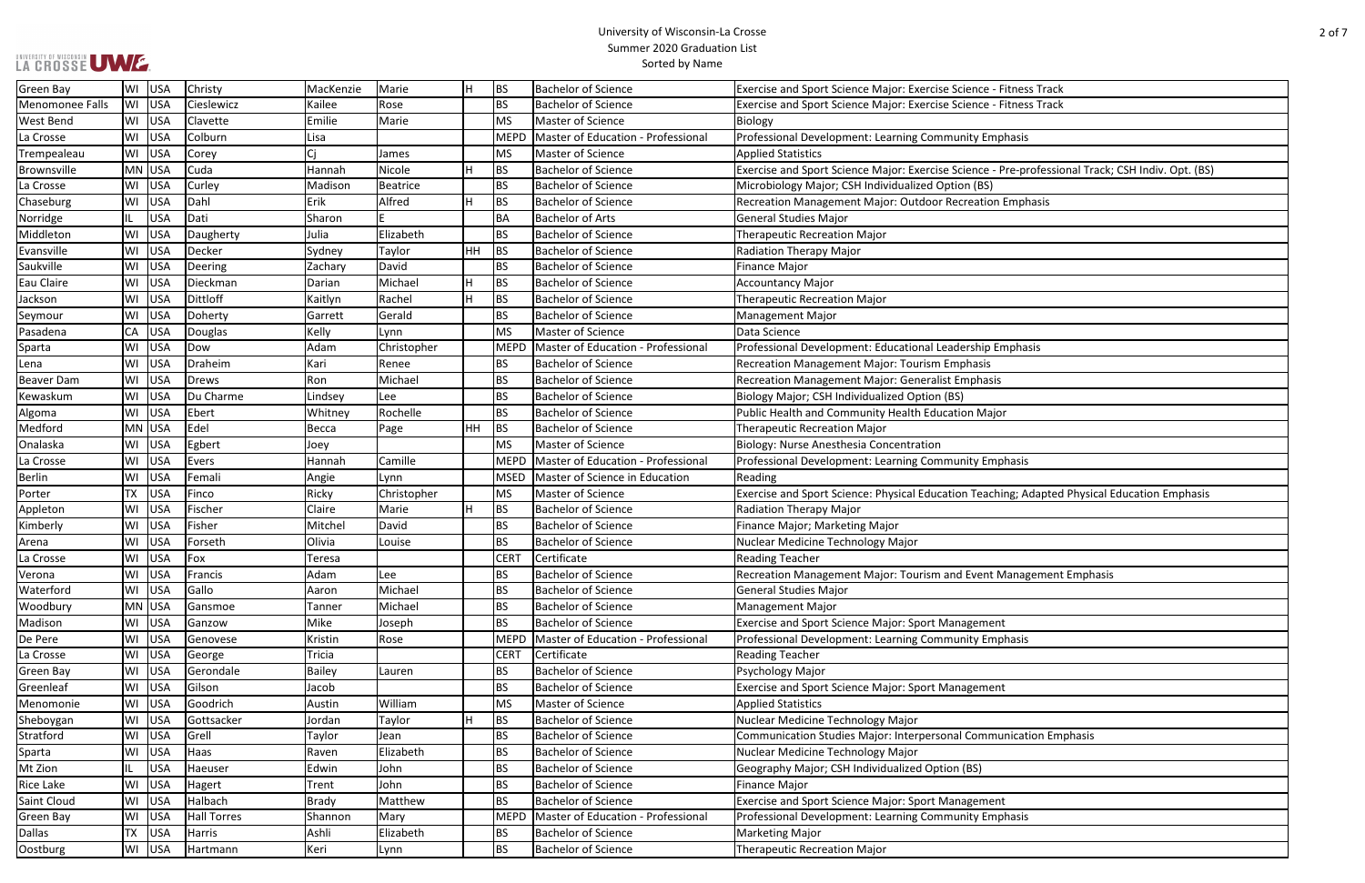# University of Wisconsin-La Crosse
## Summer 2020 Graduation List
### Sorted by Name

| | | | | | | | | | |
|---|---|---|---|---|---|---|---|---|---|
| Green Bay | WI | USA | Christy | MacKenzie | Marie | H | BS | Bachelor of Science | Exercise and Sport Science Major: Exercise Science - Fitness Track |
| Menomonee Falls | WI | USA | Cieslewicz | Kailee | Rose | | BS | Bachelor of Science | Exercise and Sport Science Major: Exercise Science - Fitness Track |
| West Bend | WI | USA | Clavette | Emilie | Marie | | MS | Master of Science | Biology |
| La Crosse | WI | USA | Colburn | Lisa | | | MEPD | Master of Education - Professional | Professional Development: Learning Community Emphasis |
| Trempealeau | WI | USA | Corey | Cj | James | | MS | Master of Science | Applied Statistics |
| Brownsville | MN | USA | Cuda | Hannah | Nicole | H | BS | Bachelor of Science | Exercise and Sport Science Major: Exercise Science - Pre-professional Track; CSH Indiv. Opt. (BS) |
| La Crosse | WI | USA | Curley | Madison | Beatrice | | BS | Bachelor of Science | Microbiology Major; CSH Individualized Option (BS) |
| Chaseburg | WI | USA | Dahl | Erik | Alfred | H | BS | Bachelor of Science | Recreation Management Major: Outdoor Recreation Emphasis |
| Norridge | IL | USA | Dati | Sharon | E | | BA | Bachelor of Arts | General Studies Major |
| Middleton | WI | USA | Daugherty | Julia | Elizabeth | | BS | Bachelor of Science | Therapeutic Recreation Major |
| Evansville | WI | USA | Decker | Sydney | Taylor | HH | BS | Bachelor of Science | Radiation Therapy Major |
| Saukville | WI | USA | Deering | Zachary | David | | BS | Bachelor of Science | Finance Major |
| Eau Claire | WI | USA | Dieckman | Darian | Michael | H | BS | Bachelor of Science | Accountancy Major |
| Jackson | WI | USA | Dittloff | Kaitlyn | Rachel | H | BS | Bachelor of Science | Therapeutic Recreation Major |
| Seymour | WI | USA | Doherty | Garrett | Gerald | | BS | Bachelor of Science | Management Major |
| Pasadena | CA | USA | Douglas | Kelly | Lynn | | MS | Master of Science | Data Science |
| Sparta | WI | USA | Dow | Adam | Christopher | | MEPD | Master of Education - Professional | Professional Development: Educational Leadership Emphasis |
| Lena | WI | USA | Draheim | Kari | Renee | | BS | Bachelor of Science | Recreation Management Major: Tourism Emphasis |
| Beaver Dam | WI | USA | Drews | Ron | Michael | | BS | Bachelor of Science | Recreation Management Major: Generalist Emphasis |
| Kewaskum | WI | USA | Du Charme | Lindsey | Lee | | BS | Bachelor of Science | Biology Major; CSH Individualized Option (BS) |
| Algoma | WI | USA | Ebert | Whitney | Rochelle | | BS | Bachelor of Science | Public Health and Community Health Education Major |
| Medford | MN | USA | Edel | Becca | Page | HH | BS | Bachelor of Science | Therapeutic Recreation Major |
| Onalaska | WI | USA | Egbert | Joey | | | MS | Master of Science | Biology: Nurse Anesthesia Concentration |
| La Crosse | WI | USA | Evers | Hannah | Camille | | MEPD | Master of Education - Professional | Professional Development: Learning Community Emphasis |
| Berlin | WI | USA | Femali | Angie | Lynn | | MSED | Master of Science in Education | Reading |
| Porter | TX | USA | Finco | Ricky | Christopher | | MS | Master of Science | Exercise and Sport Science: Physical Education Teaching; Adapted Physical Education Emphasis |
| Appleton | WI | USA | Fischer | Claire | Marie | H | BS | Bachelor of Science | Radiation Therapy Major |
| Kimberly | WI | USA | Fisher | Mitchel | David | | BS | Bachelor of Science | Finance Major; Marketing Major |
| Arena | WI | USA | Forseth | Olivia | Louise | | BS | Bachelor of Science | Nuclear Medicine Technology Major |
| La Crosse | WI | USA | Fox | Teresa | | | CERT | Certificate | Reading Teacher |
| Verona | WI | USA | Francis | Adam | Lee | | BS | Bachelor of Science | Recreation Management Major: Tourism and Event Management Emphasis |
| Waterford | WI | USA | Gallo | Aaron | Michael | | BS | Bachelor of Science | General Studies Major |
| Woodbury | MN | USA | Gansmoe | Tanner | Michael | | BS | Bachelor of Science | Management Major |
| Madison | WI | USA | Ganzow | Mike | Joseph | | BS | Bachelor of Science | Exercise and Sport Science Major: Sport Management |
| De Pere | WI | USA | Genovese | Kristin | Rose | | MEPD | Master of Education - Professional | Professional Development: Learning Community Emphasis |
| La Crosse | WI | USA | George | Tricia | | | CERT | Certificate | Reading Teacher |
| Green Bay | WI | USA | Gerondale | Bailey | Lauren | | BS | Bachelor of Science | Psychology Major |
| Greenleaf | WI | USA | Gilson | Jacob | | | BS | Bachelor of Science | Exercise and Sport Science Major: Sport Management |
| Menomonie | WI | USA | Goodrich | Austin | William | | MS | Master of Science | Applied Statistics |
| Sheboygan | WI | USA | Gottsacker | Jordan | Taylor | H | BS | Bachelor of Science | Nuclear Medicine Technology Major |
| Stratford | WI | USA | Grell | Taylor | Jean | | BS | Bachelor of Science | Communication Studies Major: Interpersonal Communication Emphasis |
| Sparta | WI | USA | Haas | Raven | Elizabeth | | BS | Bachelor of Science | Nuclear Medicine Technology Major |
| Mt Zion | IL | USA | Haeuser | Edwin | John | | BS | Bachelor of Science | Geography Major; CSH Individualized Option (BS) |
| Rice Lake | WI | USA | Hagert | Trent | John | | BS | Bachelor of Science | Finance Major |
| Saint Cloud | WI | USA | Halbach | Brady | Matthew | | BS | Bachelor of Science | Exercise and Sport Science Major: Sport Management |
| Green Bay | WI | USA | Hall Torres | Shannon | Mary | | MEPD | Master of Education - Professional | Professional Development: Learning Community Emphasis |
| Dallas | TX | USA | Harris | Ashli | Elizabeth | | BS | Bachelor of Science | Marketing Major |
| Oostburg | WI | USA | Hartmann | Keri | Lynn | | BS | Bachelor of Science | Therapeutic Recreation Major |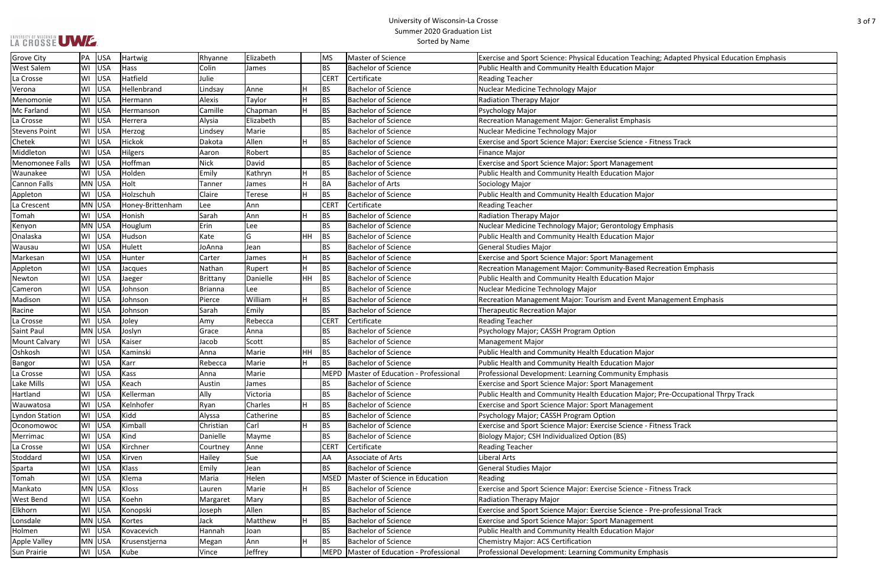# University of Wisconsin-La Crosse
## Summer 2020 Graduation List
### Sorted by Name

| City | State | Country | Last Name | First Name | Middle Name | Honors | Degree | Degree Name | Major |
|---|---|---|---|---|---|---|---|---|---|
| Grove City | PA | USA | Hartwig | Rhyanne | Elizabeth | | MS | Master of Science | Exercise and Sport Science: Physical Education Teaching; Adapted Physical Education Emphasis |
| West Salem | WI | USA | Hass | Colin | James | | BS | Bachelor of Science | Public Health and Community Health Education Major |
| La Crosse | WI | USA | Hatfield | Julie | | | CERT | Certificate | Reading Teacher |
| Verona | WI | USA | Hellenbrand | Lindsay | Anne | H | BS | Bachelor of Science | Nuclear Medicine Technology Major |
| Menomonie | WI | USA | Hermann | Alexis | Taylor | H | BS | Bachelor of Science | Radiation Therapy Major |
| Mc Farland | WI | USA | Hermanson | Camille | Chapman | H | BS | Bachelor of Science | Psychology Major |
| La Crosse | WI | USA | Herrera | Alysia | Elizabeth | | BS | Bachelor of Science | Recreation Management Major: Generalist Emphasis |
| Stevens Point | WI | USA | Herzog | Lindsey | Marie | | BS | Bachelor of Science | Nuclear Medicine Technology Major |
| Chetek | WI | USA | Hickok | Dakota | Allen | H | BS | Bachelor of Science | Exercise and Sport Science Major: Exercise Science - Fitness Track |
| Middleton | WI | USA | Hilgers | Aaron | Robert | | BS | Bachelor of Science | Finance Major |
| Menomonee Falls | WI | USA | Hoffman | Nick | David | | BS | Bachelor of Science | Exercise and Sport Science Major: Sport Management |
| Waunakee | WI | USA | Holden | Emily | Kathryn | H | BS | Bachelor of Science | Public Health and Community Health Education Major |
| Cannon Falls | MN | USA | Holt | Tanner | James | H | BA | Bachelor of Arts | Sociology Major |
| Appleton | WI | USA | Holzschuh | Claire | Terese | H | BS | Bachelor of Science | Public Health and Community Health Education Major |
| La Crescent | MN | USA | Honey-Brittenham | Lee | Ann | | CERT | Certificate | Reading Teacher |
| Tomah | WI | USA | Honish | Sarah | Ann | H | BS | Bachelor of Science | Radiation Therapy Major |
| Kenyon | MN | USA | Houglum | Erin | Lee | | BS | Bachelor of Science | Nuclear Medicine Technology Major; Gerontology Emphasis |
| Onalaska | WI | USA | Hudson | Kate | G | HH | BS | Bachelor of Science | Public Health and Community Health Education Major |
| Wausau | WI | USA | Hulett | JoAnna | Jean | | BS | Bachelor of Science | General Studies Major |
| Markesan | WI | USA | Hunter | Carter | James | H | BS | Bachelor of Science | Exercise and Sport Science Major: Sport Management |
| Appleton | WI | USA | Jacques | Nathan | Rupert | H | BS | Bachelor of Science | Recreation Management Major: Community-Based Recreation Emphasis |
| Newton | WI | USA | Jaeger | Brittany | Danielle | HH | BS | Bachelor of Science | Public Health and Community Health Education Major |
| Cameron | WI | USA | Johnson | Brianna | Lee | | BS | Bachelor of Science | Nuclear Medicine Technology Major |
| Madison | WI | USA | Johnson | Pierce | William | H | BS | Bachelor of Science | Recreation Management Major: Tourism and Event Management Emphasis |
| Racine | WI | USA | Johnson | Sarah | Emily | | BS | Bachelor of Science | Therapeutic Recreation Major |
| La Crosse | WI | USA | Joley | Amy | Rebecca | | CERT | Certificate | Reading Teacher |
| Saint Paul | MN | USA | Joslyn | Grace | Anna | | BS | Bachelor of Science | Psychology Major; CASSH Program Option |
| Mount Calvary | WI | USA | Kaiser | Jacob | Scott | | BS | Bachelor of Science | Management Major |
| Oshkosh | WI | USA | Kaminski | Anna | Marie | HH | BS | Bachelor of Science | Public Health and Community Health Education Major |
| Bangor | WI | USA | Karr | Rebecca | Marie | H | BS | Bachelor of Science | Public Health and Community Health Education Major |
| La Crosse | WI | USA | Kass | Anna | Marie | | MEPD | Master of Education - Professional | Professional Development: Learning Community Emphasis |
| Lake Mills | WI | USA | Keach | Austin | James | | BS | Bachelor of Science | Exercise and Sport Science Major: Sport Management |
| Hartland | WI | USA | Kellerman | Ally | Victoria | | BS | Bachelor of Science | Public Health and Community Health Education Major; Pre-Occupational Thrpy Track |
| Wauwatosa | WI | USA | Kelnhofer | Ryan | Charles | H | BS | Bachelor of Science | Exercise and Sport Science Major: Sport Management |
| Lyndon Station | WI | USA | Kidd | Alyssa | Catherine | | BS | Bachelor of Science | Psychology Major; CASSH Program Option |
| Oconomowoc | WI | USA | Kimball | Christian | Carl | H | BS | Bachelor of Science | Exercise and Sport Science Major: Exercise Science - Fitness Track |
| Merrimac | WI | USA | Kind | Danielle | Mayme | | BS | Bachelor of Science | Biology Major; CSH Individualized Option (BS) |
| La Crosse | WI | USA | Kirchner | Courtney | Anne | | CERT | Certificate | Reading Teacher |
| Stoddard | WI | USA | Kirven | Hailey | Sue | | AA | Associate of Arts | Liberal Arts |
| Sparta | WI | USA | Klass | Emily | Jean | | BS | Bachelor of Science | General Studies Major |
| Tomah | WI | USA | Klema | Maria | Helen | | MSED | Master of Science in Education | Reading |
| Mankato | MN | USA | Kloss | Lauren | Marie | H | BS | Bachelor of Science | Exercise and Sport Science Major: Exercise Science - Fitness Track |
| West Bend | WI | USA | Koehn | Margaret | Mary | | BS | Bachelor of Science | Radiation Therapy Major |
| Elkhorn | WI | USA | Konopski | Joseph | Allen | | BS | Bachelor of Science | Exercise and Sport Science Major: Exercise Science - Pre-professional Track |
| Lonsdale | MN | USA | Kortes | Jack | Matthew | H | BS | Bachelor of Science | Exercise and Sport Science Major: Sport Management |
| Holmen | WI | USA | Kovacevich | Hannah | Joan | | BS | Bachelor of Science | Public Health and Community Health Education Major |
| Apple Valley | MN | USA | Krusenstjerna | Megan | Ann | H | BS | Bachelor of Science | Chemistry Major: ACS Certification |
| Sun Prairie | WI | USA | Kube | Vince | Jeffrey | | MEPD | Master of Education - Professional | Professional Development: Learning Community Emphasis |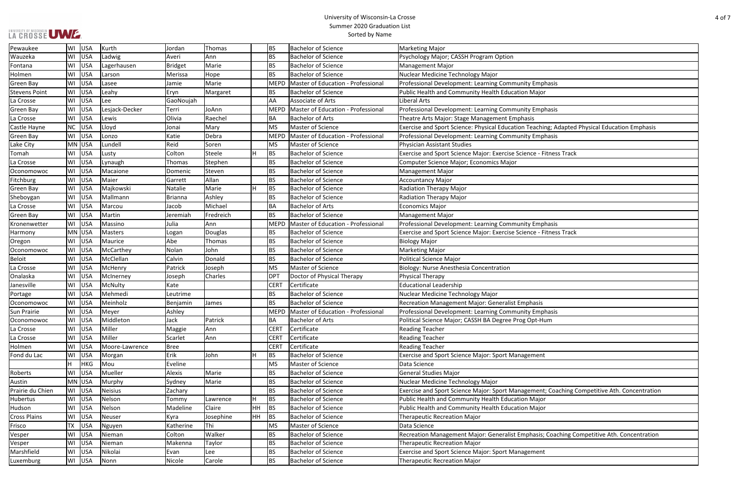# University of Wisconsin-La Crosse
## Summer 2020 Graduation List
### Sorted by Name

| City | State | Country | Last Name | First Name | Middle Name | Honors | Degree | Degree Description | Major/Program |
|---|---|---|---|---|---|---|---|---|---|
| Pewaukee | WI | USA | Kurth | Jordan | Thomas | | BS | Bachelor of Science | Marketing Major |
| Wauzeka | WI | USA | Ladwig | Averi | Ann | | BS | Bachelor of Science | Psychology Major; CASSH Program Option |
| Fontana | WI | USA | Lagerhausen | Bridget | Marie | | BS | Bachelor of Science | Management Major |
| Holmen | WI | USA | Larson | Merissa | Hope | | BS | Bachelor of Science | Nuclear Medicine Technology Major |
| Green Bay | WI | USA | Lasee | Jamie | Marie | | MEPD | Master of Education - Professional | Professional Development: Learning Community Emphasis |
| Stevens Point | WI | USA | Leahy | Eryn | Margaret | | BS | Bachelor of Science | Public Health and Community Health Education Major |
| La Crosse | WI | USA | Lee | GaoNoujah | | | AA | Associate of Arts | Liberal Arts |
| Green Bay | WI | USA | Lesjack-Decker | Terri | JoAnn | | MEPD | Master of Education - Professional | Professional Development: Learning Community Emphasis |
| La Crosse | WI | USA | Lewis | Olivia | Raechel | | BA | Bachelor of Arts | Theatre Arts Major: Stage Management Emphasis |
| Castle Hayne | NC | USA | Lloyd | Jonai | Mary | | MS | Master of Science | Exercise and Sport Science: Physical Education Teaching; Adapted Physical Education Emphasis |
| Green Bay | WI | USA | Lonzo | Katie | Debra | | MEPD | Master of Education - Professional | Professional Development: Learning Community Emphasis |
| Lake City | MN | USA | Lundell | Reid | Soren | | MS | Master of Science | Physician Assistant Studies |
| Tomah | WI | USA | Lusty | Colton | Steele | H | BS | Bachelor of Science | Exercise and Sport Science Major: Exercise Science - Fitness Track |
| La Crosse | WI | USA | Lynaugh | Thomas | Stephen | | BS | Bachelor of Science | Computer Science Major; Economics Major |
| Oconomowoc | WI | USA | Macaione | Domenic | Steven | | BS | Bachelor of Science | Management Major |
| Fitchburg | WI | USA | Maier | Garrett | Allan | | BS | Bachelor of Science | Accountancy Major |
| Green Bay | WI | USA | Majkowski | Natalie | Marie | H | BS | Bachelor of Science | Radiation Therapy Major |
| Sheboygan | WI | USA | Mallmann | Brianna | Ashley | | BS | Bachelor of Science | Radiation Therapy Major |
| La Crosse | WI | USA | Marcou | Jacob | Michael | | BA | Bachelor of Arts | Economics Major |
| Green Bay | WI | USA | Martin | Jeremiah | Fredreich | | BS | Bachelor of Science | Management Major |
| Kronenwetter | WI | USA | Massino | Julia | Ann | | MEPD | Master of Education - Professional | Professional Development: Learning Community Emphasis |
| Harmony | MN | USA | Masters | Logan | Douglas | | BS | Bachelor of Science | Exercise and Sport Science Major: Exercise Science - Fitness Track |
| Oregon | WI | USA | Maurice | Abe | Thomas | | BS | Bachelor of Science | Biology Major |
| Oconomowoc | WI | USA | McCarthey | Nolan | John | | BS | Bachelor of Science | Marketing Major |
| Beloit | WI | USA | McClellan | Calvin | Donald | | BS | Bachelor of Science | Political Science Major |
| La Crosse | WI | USA | McHenry | Patrick | Joseph | | MS | Master of Science | Biology: Nurse Anesthesia Concentration |
| Onalaska | WI | USA | McInerney | Joseph | Charles | | DPT | Doctor of Physical Therapy | Physical Therapy |
| Janesville | WI | USA | McNulty | Kate | | | CERT | Certificate | Educational Leadership |
| Portage | WI | USA | Mehmedi | Leutrime | | | BS | Bachelor of Science | Nuclear Medicine Technology Major |
| Oconomowoc | WI | USA | Meinholz | Benjamin | James | | BS | Bachelor of Science | Recreation Management Major: Generalist Emphasis |
| Sun Prairie | WI | USA | Meyer | Ashley | | | MEPD | Master of Education - Professional | Professional Development: Learning Community Emphasis |
| Oconomowoc | WI | USA | Middleton | Jack | Patrick | | BA | Bachelor of Arts | Political Science Major; CASSH BA Degree Prog Opt-Hum |
| La Crosse | WI | USA | Miller | Maggie | Ann | | CERT | Certificate | Reading Teacher |
| La Crosse | WI | USA | Miller | Scarlet | Ann | | CERT | Certificate | Reading Teacher |
| Holmen | WI | USA | Moore-Lawrence | Bree | | | CERT | Certificate | Reading Teacher |
| Fond du Lac | WI | USA | Morgan | Erik | John | H | BS | Bachelor of Science | Exercise and Sport Science Major: Sport Management |
| | H | HKG | Mou | Eveline | | | MS | Master of Science | Data Science |
| Roberts | WI | USA | Mueller | Alexis | Marie | | BS | Bachelor of Science | General Studies Major |
| Austin | MN | USA | Murphy | Sydney | Marie | | BS | Bachelor of Science | Nuclear Medicine Technology Major |
| Prairie du Chien | WI | USA | Neisius | Zachary | | | BS | Bachelor of Science | Exercise and Sport Science Major: Sport Management; Coaching Competitive Ath. Concentration |
| Hubertus | WI | USA | Nelson | Tommy | Lawrence | H | BS | Bachelor of Science | Public Health and Community Health Education Major |
| Hudson | WI | USA | Nelson | Madeline | Claire | HH | BS | Bachelor of Science | Public Health and Community Health Education Major |
| Cross Plains | WI | USA | Neuser | Kyra | Josephine | HH | BS | Bachelor of Science | Therapeutic Recreation Major |
| Frisco | TX | USA | Nguyen | Katherine | Thi | | MS | Master of Science | Data Science |
| Vesper | WI | USA | Nieman | Colton | Walker | | BS | Bachelor of Science | Recreation Management Major: Generalist Emphasis; Coaching Competitive Ath. Concentration |
| Vesper | WI | USA | Nieman | Makenna | Taylor | | BS | Bachelor of Science | Therapeutic Recreation Major |
| Marshfield | WI | USA | Nikolai | Evan | Lee | | BS | Bachelor of Science | Exercise and Sport Science Major: Sport Management |
| Luxemburg | WI | USA | Nonn | Nicole | Carole | | BS | Bachelor of Science | Therapeutic Recreation Major |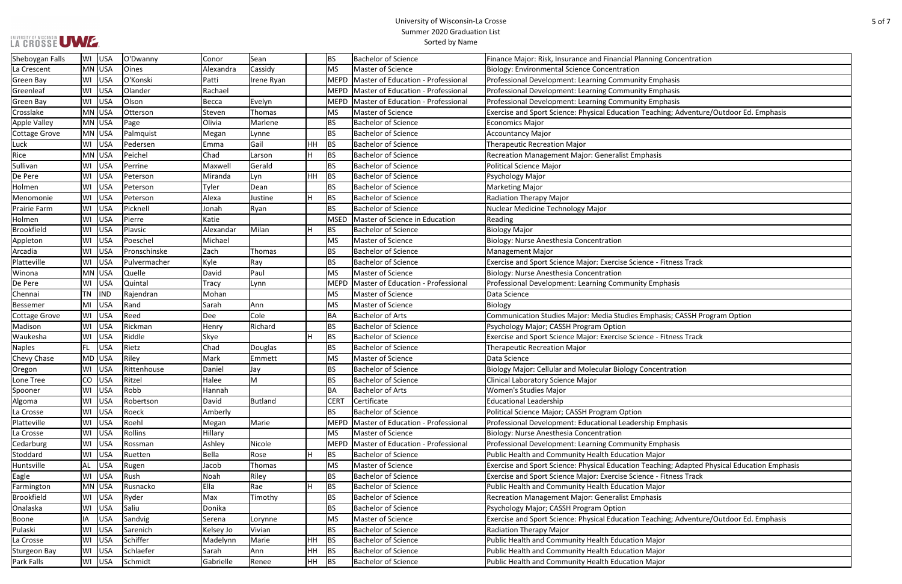# University of Wisconsin-La Crosse
## Summer 2020 Graduation List
### Sorted by Name

| Sheboygan Falls | WI | USA | O'Dwanny | Conor | Sean | | BS | Bachelor of Science | Finance Major: Risk, Insurance and Financial Planning Concentration |
|---|---|---|---|---|---|---|---|---|---|
| La Crescent | MN | USA | Oines | Alexandra | Cassidy | | MS | Master of Science | Biology: Environmental Science Concentration |
| Green Bay | WI | USA | O'Konski | Patti | Irene Ryan | | MEPD | Master of Education - Professional | Professional Development: Learning Community Emphasis |
| Greenleaf | WI | USA | Olander | Rachael | | | MEPD | Master of Education - Professional | Professional Development: Learning Community Emphasis |
| Green Bay | WI | USA | Olson | Becca | Evelyn | | MEPD | Master of Education - Professional | Professional Development: Learning Community Emphasis |
| Crosslake | MN | USA | Otterson | Steven | Thomas | | MS | Master of Science | Exercise and Sport Science: Physical Education Teaching; Adventure/Outdoor Ed. Emphasis |
| Apple Valley | MN | USA | Page | Olivia | Marlene | | BS | Bachelor of Science | Economics Major |
| Cottage Grove | MN | USA | Palmquist | Megan | Lynne | | BS | Bachelor of Science | Accountancy Major |
| Luck | WI | USA | Pedersen | Emma | Gail | HH | BS | Bachelor of Science | Therapeutic Recreation Major |
| Rice | MN | USA | Peichel | Chad | Larson | H | BS | Bachelor of Science | Recreation Management Major: Generalist Emphasis |
| Sullivan | WI | USA | Perrine | Maxwell | Gerald | | BS | Bachelor of Science | Political Science Major |
| De Pere | WI | USA | Peterson | Miranda | Lyn | HH | BS | Bachelor of Science | Psychology Major |
| Holmen | WI | USA | Peterson | Tyler | Dean | | BS | Bachelor of Science | Marketing Major |
| Menomonie | WI | USA | Peterson | Alexa | Justine | H | BS | Bachelor of Science | Radiation Therapy Major |
| Prairie Farm | WI | USA | Picknell | Jonah | Ryan | | BS | Bachelor of Science | Nuclear Medicine Technology Major |
| Holmen | WI | USA | Pierre | Katie | | | MSED | Master of Science in Education | Reading |
| Brookfield | WI | USA | Plavsic | Alexandar | Milan | H | BS | Bachelor of Science | Biology Major |
| Appleton | WI | USA | Poeschel | Michael | | | MS | Master of Science | Biology: Nurse Anesthesia Concentration |
| Arcadia | WI | USA | Pronschinske | Zach | Thomas | | BS | Bachelor of Science | Management Major |
| Platteville | WI | USA | Pulvermacher | Kyle | Ray | | BS | Bachelor of Science | Exercise and Sport Science Major: Exercise Science - Fitness Track |
| Winona | MN | USA | Quelle | David | Paul | | MS | Master of Science | Biology: Nurse Anesthesia Concentration |
| De Pere | WI | USA | Quintal | Tracy | Lynn | | MEPD | Master of Education - Professional | Professional Development: Learning Community Emphasis |
| Chennai | TN | IND | Rajendran | Mohan | | | MS | Master of Science | Data Science |
| Bessemer | MI | USA | Rand | Sarah | Ann | | MS | Master of Science | Biology |
| Cottage Grove | WI | USA | Reed | Dee | Cole | | BA | Bachelor of Arts | Communication Studies Major: Media Studies Emphasis; CASSH Program Option |
| Madison | WI | USA | Rickman | Henry | Richard | | BS | Bachelor of Science | Psychology Major; CASSH Program Option |
| Waukesha | WI | USA | Riddle | Skye | | H | BS | Bachelor of Science | Exercise and Sport Science Major: Exercise Science - Fitness Track |
| Naples | FL | USA | Rietz | Chad | Douglas | | BS | Bachelor of Science | Therapeutic Recreation Major |
| Chevy Chase | MD | USA | Riley | Mark | Emmett | | MS | Master of Science | Data Science |
| Oregon | WI | USA | Rittenhouse | Daniel | Jay | | BS | Bachelor of Science | Biology Major: Cellular and Molecular Biology Concentration |
| Lone Tree | CO | USA | Ritzel | Halee | M | | BS | Bachelor of Science | Clinical Laboratory Science Major |
| Spooner | WI | USA | Robb | Hannah | | | BA | Bachelor of Arts | Women's Studies Major |
| Algoma | WI | USA | Robertson | David | Butland | | CERT | Certificate | Educational Leadership |
| La Crosse | WI | USA | Roeck | Amberly | | | BS | Bachelor of Science | Political Science Major; CASSH Program Option |
| Platteville | WI | USA | Roehl | Megan | Marie | | MEPD | Master of Education - Professional | Professional Development: Educational Leadership Emphasis |
| La Crosse | WI | USA | Rollins | Hillary | | | MS | Master of Science | Biology: Nurse Anesthesia Concentration |
| Cedarburg | WI | USA | Rossman | Ashley | Nicole | | MEPD | Master of Education - Professional | Professional Development: Learning Community Emphasis |
| Stoddard | WI | USA | Ruetten | Bella | Rose | H | BS | Bachelor of Science | Public Health and Community Health Education Major |
| Huntsville | AL | USA | Rugen | Jacob | Thomas | | MS | Master of Science | Exercise and Sport Science: Physical Education Teaching; Adapted Physical Education Emphasis |
| Eagle | WI | USA | Rush | Noah | Riley | | BS | Bachelor of Science | Exercise and Sport Science Major: Exercise Science - Fitness Track |
| Farmington | MN | USA | Rusnacko | Ella | Rae | H | BS | Bachelor of Science | Public Health and Community Health Education Major |
| Brookfield | WI | USA | Ryder | Max | Timothy | | BS | Bachelor of Science | Recreation Management Major: Generalist Emphasis |
| Onalaska | WI | USA | Saliu | Donika | | | BS | Bachelor of Science | Psychology Major; CASSH Program Option |
| Boone | IA | USA | Sandvig | Serena | Lorynne | | MS | Master of Science | Exercise and Sport Science: Physical Education Teaching; Adventure/Outdoor Ed. Emphasis |
| Pulaski | WI | USA | Sarenich | Kelsey Jo | Vivian | | BS | Bachelor of Science | Radiation Therapy Major |
| La Crosse | WI | USA | Schiffer | Madelynn | Marie | HH | BS | Bachelor of Science | Public Health and Community Health Education Major |
| Sturgeon Bay | WI | USA | Schlaefer | Sarah | Ann | HH | BS | Bachelor of Science | Public Health and Community Health Education Major |
| Park Falls | WI | USA | Schmidt | Gabrielle | Renee | HH | BS | Bachelor of Science | Public Health and Community Health Education Major |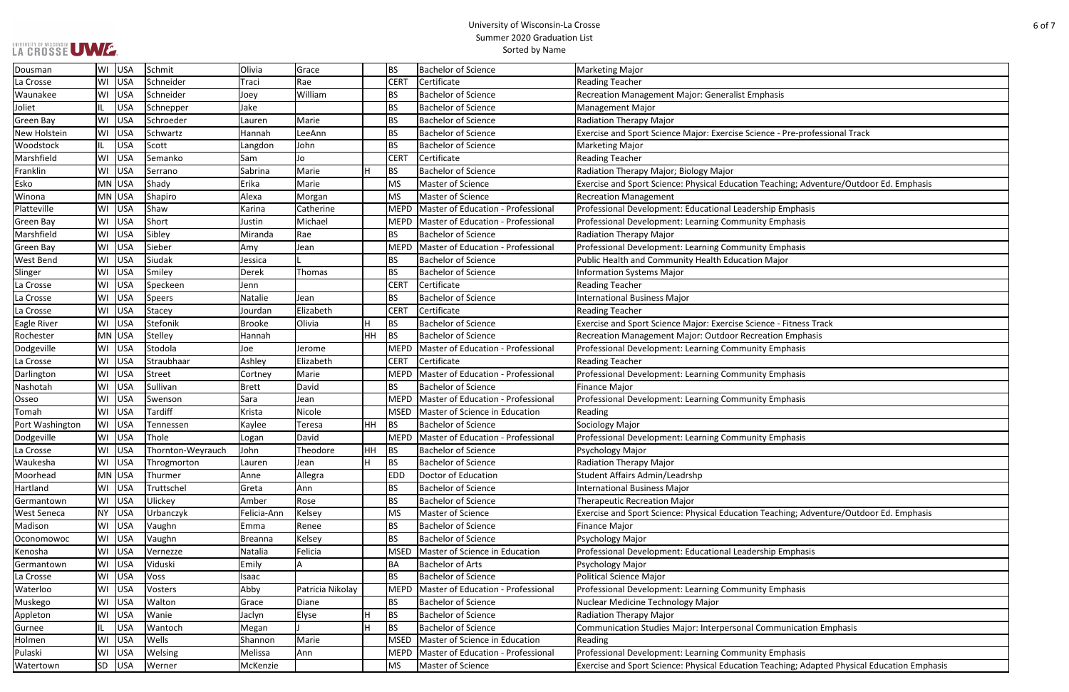# University of Wisconsin-La Crosse
## Summer 2020 Graduation List
### Sorted by Name

| City | State | Country | Last Name | First Name | Middle Name | Honors | Degree | Degree Description | Major/Program |
|---|---|---|---|---|---|---|---|---|---|
| Dousman | WI | USA | Schmit | Olivia | Grace | | BS | Bachelor of Science | Marketing Major |
| La Crosse | WI | USA | Schneider | Traci | Rae | | CERT | Certificate | Reading Teacher |
| Waunakee | WI | USA | Schneider | Joey | William | | BS | Bachelor of Science | Recreation Management Major: Generalist Emphasis |
| Joliet | IL | USA | Schnepper | Jake | | | BS | Bachelor of Science | Management Major |
| Green Bay | WI | USA | Schroeder | Lauren | Marie | | BS | Bachelor of Science | Radiation Therapy Major |
| New Holstein | WI | USA | Schwartz | Hannah | LeeAnn | | BS | Bachelor of Science | Exercise and Sport Science Major: Exercise Science - Pre-professional Track |
| Woodstock | IL | USA | Scott | Langdon | John | | BS | Bachelor of Science | Marketing Major |
| Marshfield | WI | USA | Semanko | Sam | Jo | | CERT | Certificate | Reading Teacher |
| Franklin | WI | USA | Serrano | Sabrina | Marie | H | BS | Bachelor of Science | Radiation Therapy Major; Biology Major |
| Esko | MN | USA | Shady | Erika | Marie | | MS | Master of Science | Exercise and Sport Science: Physical Education Teaching; Adventure/Outdoor Ed. Emphasis |
| Winona | MN | USA | Shapiro | Alexa | Morgan | | MS | Master of Science | Recreation Management |
| Platteville | WI | USA | Shaw | Karina | Catherine | | MEPD | Master of Education - Professional | Professional Development: Educational Leadership Emphasis |
| Green Bay | WI | USA | Short | Justin | Michael | | MEPD | Master of Education - Professional | Professional Development: Learning Community Emphasis |
| Marshfield | WI | USA | Sibley | Miranda | Rae | | BS | Bachelor of Science | Radiation Therapy Major |
| Green Bay | WI | USA | Sieber | Amy | Jean | | MEPD | Master of Education - Professional | Professional Development: Learning Community Emphasis |
| West Bend | WI | USA | Siudak | Jessica | L | | BS | Bachelor of Science | Public Health and Community Health Education Major |
| Slinger | WI | USA | Smiley | Derek | Thomas | | BS | Bachelor of Science | Information Systems Major |
| La Crosse | WI | USA | Speckeen | Jenn | | | CERT | Certificate | Reading Teacher |
| La Crosse | WI | USA | Speers | Natalie | Jean | | BS | Bachelor of Science | International Business Major |
| La Crosse | WI | USA | Stacey | Jourdan | Elizabeth | | CERT | Certificate | Reading Teacher |
| Eagle River | WI | USA | Stefonik | Brooke | Olivia | H | BS | Bachelor of Science | Exercise and Sport Science Major: Exercise Science - Fitness Track |
| Rochester | MN | USA | Stelley | Hannah | | HH | BS | Bachelor of Science | Recreation Management Major: Outdoor Recreation Emphasis |
| Dodgeville | WI | USA | Stodola | Joe | Jerome | | MEPD | Master of Education - Professional | Professional Development: Learning Community Emphasis |
| La Crosse | WI | USA | Straubhaar | Ashley | Elizabeth | | CERT | Certificate | Reading Teacher |
| Darlington | WI | USA | Street | Cortney | Marie | | MEPD | Master of Education - Professional | Professional Development: Learning Community Emphasis |
| Nashotah | WI | USA | Sullivan | Brett | David | | BS | Bachelor of Science | Finance Major |
| Osseo | WI | USA | Swenson | Sara | Jean | | MEPD | Master of Education - Professional | Professional Development: Learning Community Emphasis |
| Tomah | WI | USA | Tardiff | Krista | Nicole | | MSED | Master of Science in Education | Reading |
| Port Washington | WI | USA | Tennessen | Kaylee | Teresa | HH | BS | Bachelor of Science | Sociology Major |
| Dodgeville | WI | USA | Thole | Logan | David | | MEPD | Master of Education - Professional | Professional Development: Learning Community Emphasis |
| La Crosse | WI | USA | Thornton-Weyrauch | John | Theodore | HH | BS | Bachelor of Science | Psychology Major |
| Waukesha | WI | USA | Throgmorton | Lauren | Jean | H | BS | Bachelor of Science | Radiation Therapy Major |
| Moorhead | MN | USA | Thurmer | Anne | Allegra | | EDD | Doctor of Education | Student Affairs Admin/Leadrshp |
| Hartland | WI | USA | Truttschel | Greta | Ann | | BS | Bachelor of Science | International Business Major |
| Germantown | WI | USA | Ulickey | Amber | Rose | | BS | Bachelor of Science | Therapeutic Recreation Major |
| West Seneca | NY | USA | Urbanczyk | Felicia-Ann | Kelsey | | MS | Master of Science | Exercise and Sport Science: Physical Education Teaching; Adventure/Outdoor Ed. Emphasis |
| Madison | WI | USA | Vaughn | Emma | Renee | | BS | Bachelor of Science | Finance Major |
| Oconomowoc | WI | USA | Vaughn | Breanna | Kelsey | | BS | Bachelor of Science | Psychology Major |
| Kenosha | WI | USA | Vernezze | Natalia | Felicia | | MSED | Master of Science in Education | Professional Development: Educational Leadership Emphasis |
| Germantown | WI | USA | Viduski | Emily | A | | BA | Bachelor of Arts | Psychology Major |
| La Crosse | WI | USA | Voss | Isaac | | | BS | Bachelor of Science | Political Science Major |
| Waterloo | WI | USA | Vosters | Abby | Patricia Nikolay | | MEPD | Master of Education - Professional | Professional Development: Learning Community Emphasis |
| Muskego | WI | USA | Walton | Grace | Diane | | BS | Bachelor of Science | Nuclear Medicine Technology Major |
| Appleton | WI | USA | Wanie | Jaclyn | Elyse | H | BS | Bachelor of Science | Radiation Therapy Major |
| Gurnee | IL | USA | Wantoch | Megan | J | H | BS | Bachelor of Science | Communication Studies Major: Interpersonal Communication Emphasis |
| Holmen | WI | USA | Wells | Shannon | Marie | | MSED | Master of Science in Education | Reading |
| Pulaski | WI | USA | Welsing | Melissa | Ann | | MEPD | Master of Education - Professional | Professional Development: Learning Community Emphasis |
| Watertown | SD | USA | Werner | McKenzie | | | MS | Master of Science | Exercise and Sport Science: Physical Education Teaching; Adapted Physical Education Emphasis |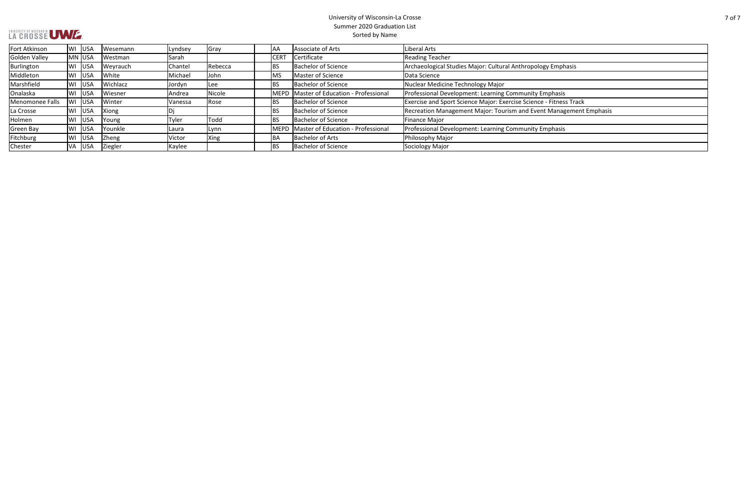University of Wisconsin-La Crosse
Summer 2020 Graduation List
Sorted by Name

| | | | | | | | | | |
|---|---|---|---|---|---|---|---|---|---|
| Fort Atkinson | WI | USA | Wesemann | Lyndsey | Gray | | AA | Associate of Arts | Liberal Arts |
| Golden Valley | MN | USA | Westman | Sarah | | | CERT | Certificate | Reading Teacher |
| Burlington | WI | USA | Weyrauch | Chantel | Rebecca | | BS | Bachelor of Science | Archaeological Studies Major: Cultural Anthropology Emphasis |
| Middleton | WI | USA | White | Michael | John | | MS | Master of Science | Data Science |
| Marshfield | WI | USA | Wichlacz | Jordyn | Lee | | BS | Bachelor of Science | Nuclear Medicine Technology Major |
| Onalaska | WI | USA | Wiesner | Andrea | Nicole | | MEPD | Master of Education - Professional | Professional Development: Learning Community Emphasis |
| Menomonee Falls | WI | USA | Winter | Vanessa | Rose | | BS | Bachelor of Science | Exercise and Sport Science Major: Exercise Science - Fitness Track |
| La Crosse | WI | USA | Xiong | Dj | | | BS | Bachelor of Science | Recreation Management Major: Tourism and Event Management Emphasis |
| Holmen | WI | USA | Young | Tyler | Todd | | BS | Bachelor of Science | Finance Major |
| Green Bay | WI | USA | Younkle | Laura | Lynn | | MEPD | Master of Education - Professional | Professional Development: Learning Community Emphasis |
| Fitchburg | WI | USA | Zheng | Victor | Xing | | BA | Bachelor of Arts | Philosophy Major |
| Chester | VA | USA | Ziegler | Kaylee | | | BS | Bachelor of Science | Sociology Major |